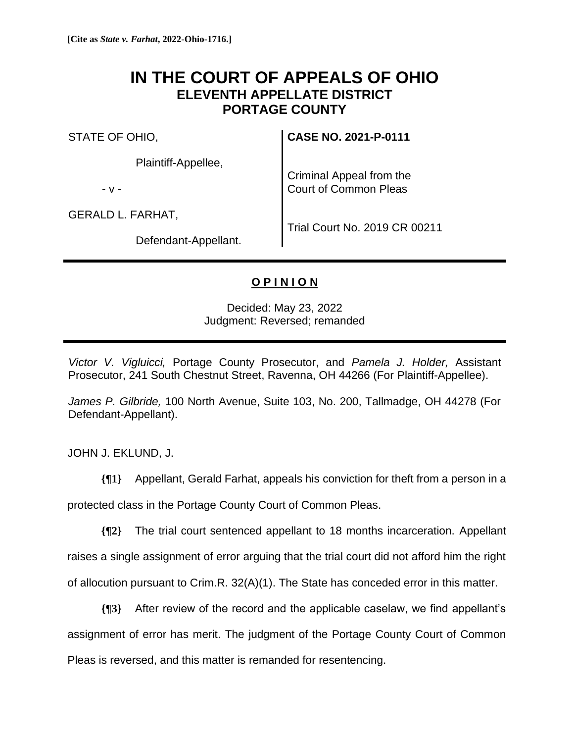**[Cite as *State v. Farhat*, 2022-Ohio-1716.]**

# IN THE COURT OF APPEALS OF OHIO
## ELEVENTH APPELLATE DISTRICT
## PORTAGE COUNTY

| | |
|---|---|
| STATE OF OHIO,<br><br>Plaintiff-Appellee,<br><br>- v -<br><br>GERALD L. FARHAT,<br><br>Defendant-Appellant. | **CASE NO. 2021-P-0111**<br><br>Criminal Appeal from the Court of Common Pleas<br><br>Trial Court No. 2019 CR 00211 |

---

**O P I N I O N**

Decided: May 23, 2022
Judgment: Reversed; remanded

---

*Victor V. Vigluicci,* Portage County Prosecutor, and *Pamela J. Holder,* Assistant Prosecutor, 241 South Chestnut Street, Ravenna, OH 44266 (For Plaintiff-Appellee).

*James P. Gilbride,* 100 North Avenue, Suite 103, No. 200, Tallmadge, OH 44278 (For Defendant-Appellant).

JOHN J. EKLUND, J.

**{¶1}** Appellant, Gerald Farhat, appeals his conviction for theft from a person in a protected class in the Portage County Court of Common Pleas.

**{¶2}** The trial court sentenced appellant to 18 months incarceration. Appellant raises a single assignment of error arguing that the trial court did not afford him the right of allocution pursuant to Crim.R. 32(A)(1). The State has conceded error in this matter.

**{¶3}** After review of the record and the applicable caselaw, we find appellant's assignment of error has merit. The judgment of the Portage County Court of Common Pleas is reversed, and this matter is remanded for resentencing.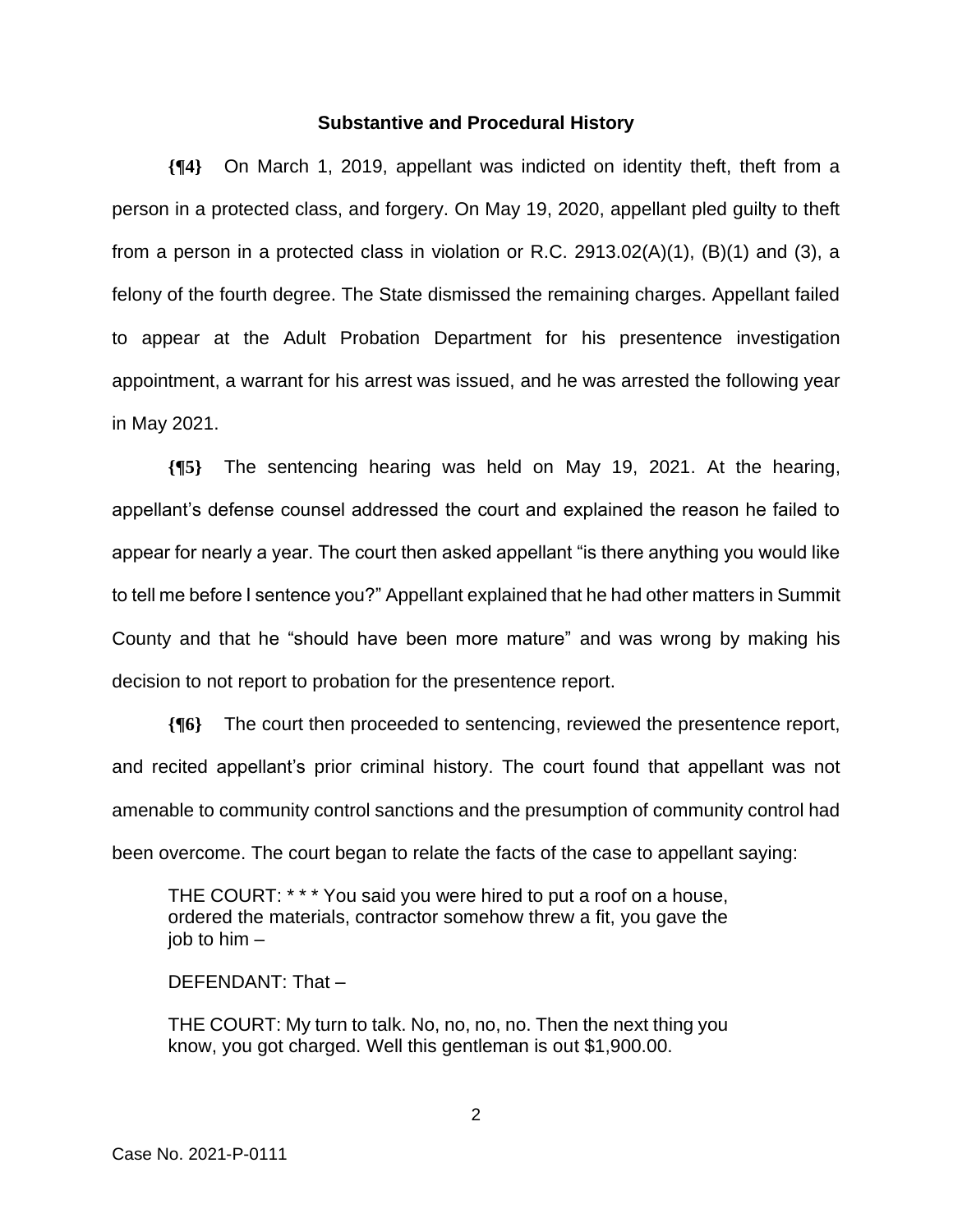### Substantive and Procedural History

**{¶4}** On March 1, 2019, appellant was indicted on identity theft, theft from a person in a protected class, and forgery. On May 19, 2020, appellant pled guilty to theft from a person in a protected class in violation or R.C. 2913.02(A)(1), (B)(1) and (3), a felony of the fourth degree. The State dismissed the remaining charges. Appellant failed to appear at the Adult Probation Department for his presentence investigation appointment, a warrant for his arrest was issued, and he was arrested the following year in May 2021.

**{¶5}** The sentencing hearing was held on May 19, 2021. At the hearing, appellant's defense counsel addressed the court and explained the reason he failed to appear for nearly a year. The court then asked appellant "is there anything you would like to tell me before I sentence you?" Appellant explained that he had other matters in Summit County and that he "should have been more mature" and was wrong by making his decision to not report to probation for the presentence report.

**{¶6}** The court then proceeded to sentencing, reviewed the presentence report, and recited appellant's prior criminal history. The court found that appellant was not amenable to community control sanctions and the presumption of community control had been overcome. The court began to relate the facts of the case to appellant saying:

> THE COURT: * * * You said you were hired to put a roof on a house, ordered the materials, contractor somehow threw a fit, you gave the job to him –
>
> DEFENDANT: That –
>
> THE COURT: My turn to talk. No, no, no, no. Then the next thing you know, you got charged. Well this gentleman is out $1,900.00.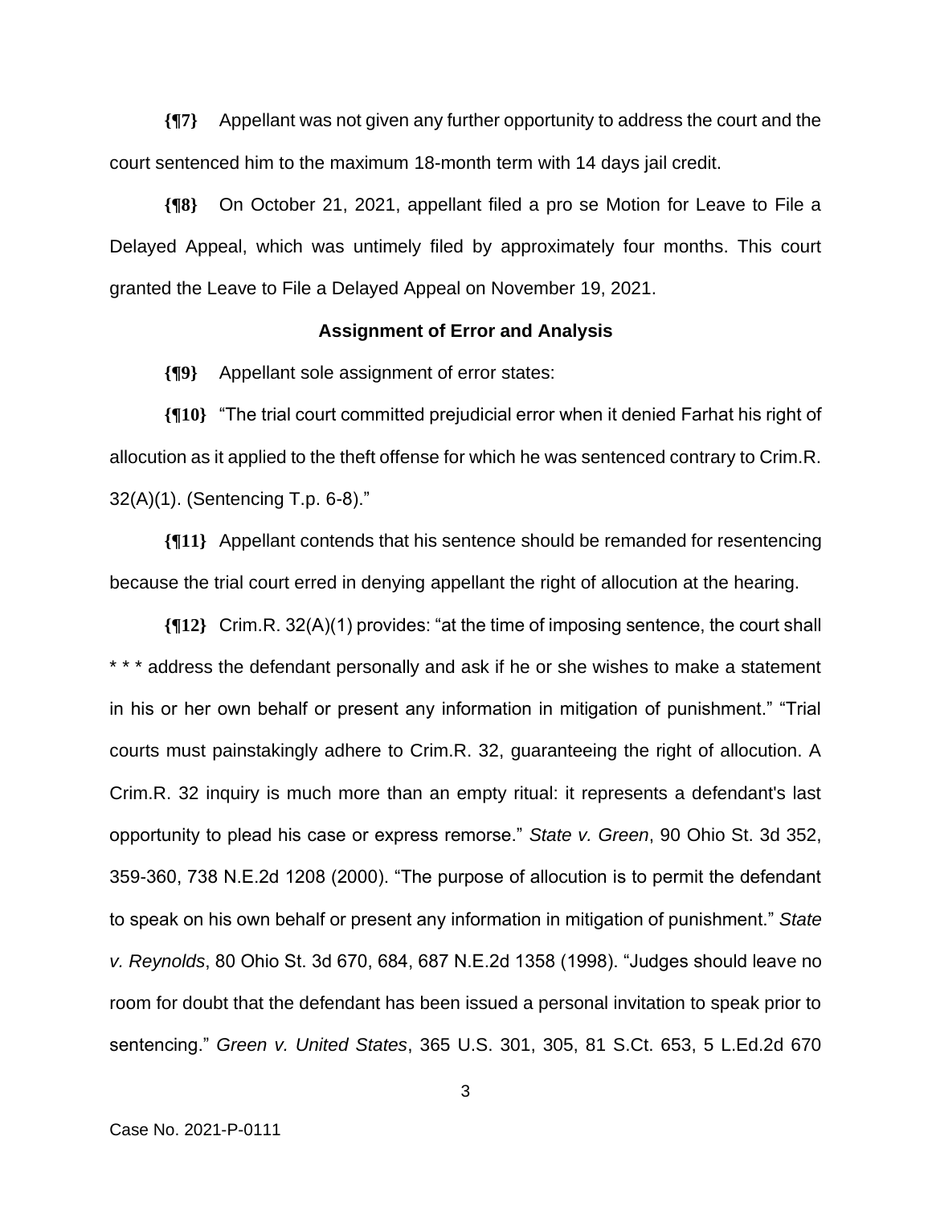**{¶7}** Appellant was not given any further opportunity to address the court and the court sentenced him to the maximum 18-month term with 14 days jail credit.

**{¶8}** On October 21, 2021, appellant filed a pro se Motion for Leave to File a Delayed Appeal, which was untimely filed by approximately four months. This court granted the Leave to File a Delayed Appeal on November 19, 2021.

### Assignment of Error and Analysis

**{¶9}** Appellant sole assignment of error states:

**{¶10}** "The trial court committed prejudicial error when it denied Farhat his right of allocution as it applied to the theft offense for which he was sentenced contrary to Crim.R. 32(A)(1). (Sentencing T.p. 6-8)."

**{¶11}** Appellant contends that his sentence should be remanded for resentencing because the trial court erred in denying appellant the right of allocution at the hearing.

**{¶12}** Crim.R. 32(A)(1) provides: "at the time of imposing sentence, the court shall * * * address the defendant personally and ask if he or she wishes to make a statement in his or her own behalf or present any information in mitigation of punishment." "Trial courts must painstakingly adhere to Crim.R. 32, guaranteeing the right of allocution. A Crim.R. 32 inquiry is much more than an empty ritual: it represents a defendant's last opportunity to plead his case or express remorse." *State v. Green*, 90 Ohio St. 3d 352, 359-360, 738 N.E.2d 1208 (2000). "The purpose of allocution is to permit the defendant to speak on his own behalf or present any information in mitigation of punishment." *State v. Reynolds*, 80 Ohio St. 3d 670, 684, 687 N.E.2d 1358 (1998). "Judges should leave no room for doubt that the defendant has been issued a personal invitation to speak prior to sentencing." *Green v. United States*, 365 U.S. 301, 305, 81 S.Ct. 653, 5 L.Ed.2d 670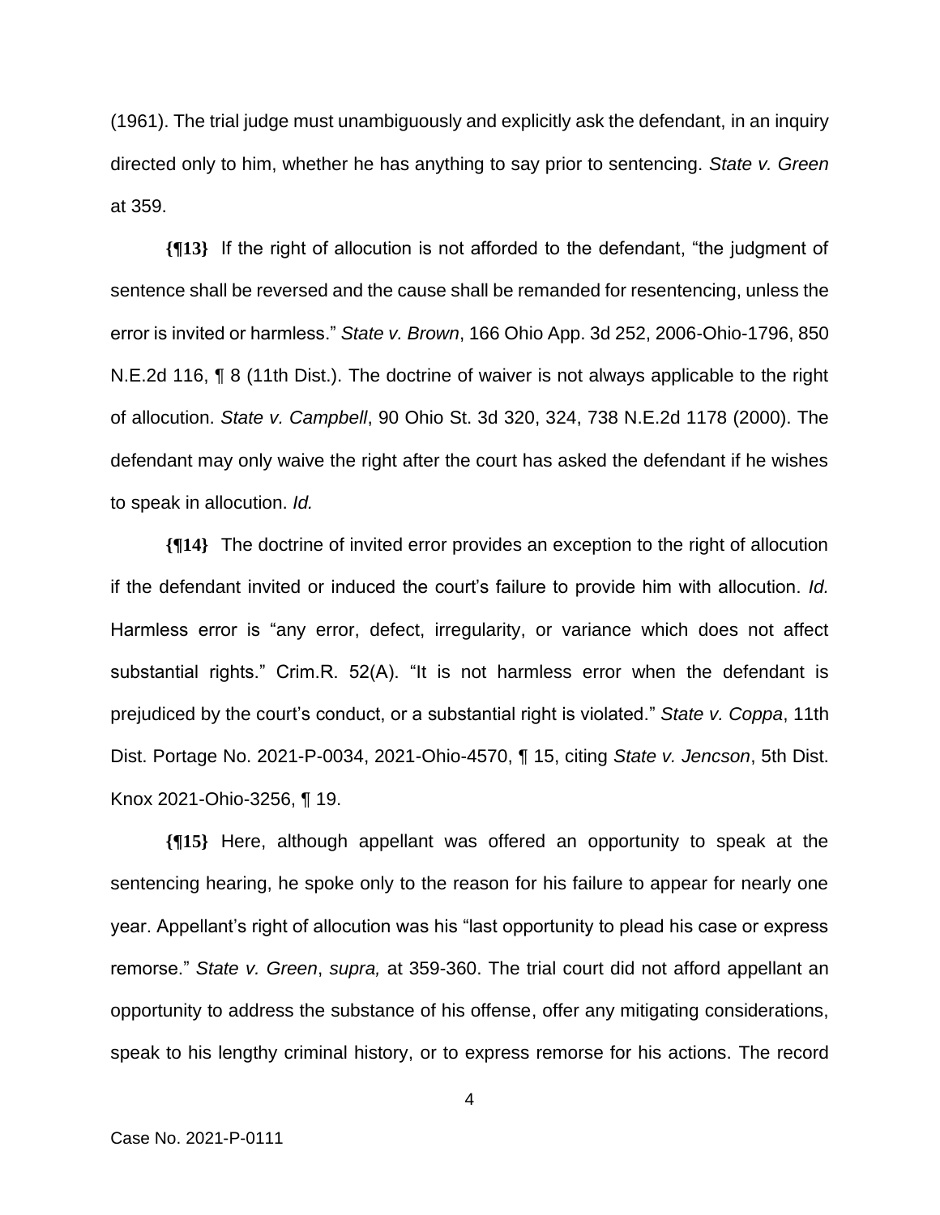(1961). The trial judge must unambiguously and explicitly ask the defendant, in an inquiry directed only to him, whether he has anything to say prior to sentencing. *State v. Green* at 359.

**{¶13}** If the right of allocution is not afforded to the defendant, "the judgment of sentence shall be reversed and the cause shall be remanded for resentencing, unless the error is invited or harmless." *State v. Brown*, 166 Ohio App. 3d 252, 2006-Ohio-1796, 850 N.E.2d 116, ¶ 8 (11th Dist.). The doctrine of waiver is not always applicable to the right of allocution. *State v. Campbell*, 90 Ohio St. 3d 320, 324, 738 N.E.2d 1178 (2000). The defendant may only waive the right after the court has asked the defendant if he wishes to speak in allocution. *Id.*

**{¶14}** The doctrine of invited error provides an exception to the right of allocution if the defendant invited or induced the court's failure to provide him with allocution. *Id.* Harmless error is "any error, defect, irregularity, or variance which does not affect substantial rights." Crim.R. 52(A). "It is not harmless error when the defendant is prejudiced by the court's conduct, or a substantial right is violated." *State v. Coppa*, 11th Dist. Portage No. 2021-P-0034, 2021-Ohio-4570, ¶ 15, citing *State v. Jencson*, 5th Dist. Knox 2021-Ohio-3256, ¶ 19.

**{¶15}** Here, although appellant was offered an opportunity to speak at the sentencing hearing, he spoke only to the reason for his failure to appear for nearly one year. Appellant's right of allocution was his "last opportunity to plead his case or express remorse." *State v. Green*, *supra,* at 359-360. The trial court did not afford appellant an opportunity to address the substance of his offense, offer any mitigating considerations, speak to his lengthy criminal history, or to express remorse for his actions. The record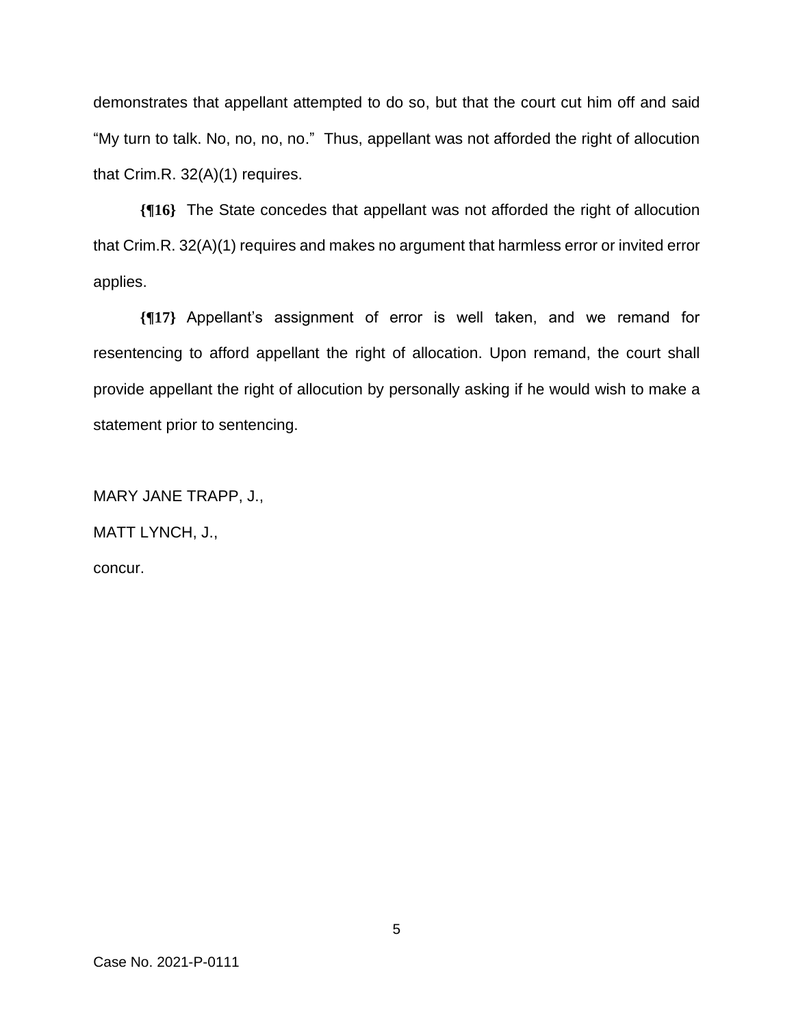demonstrates that appellant attempted to do so, but that the court cut him off and said "My turn to talk. No, no, no, no." Thus, appellant was not afforded the right of allocution that Crim.R. 32(A)(1) requires.

**{¶16}** The State concedes that appellant was not afforded the right of allocution that Crim.R. 32(A)(1) requires and makes no argument that harmless error or invited error applies.

**{¶17}** Appellant's assignment of error is well taken, and we remand for resentencing to afford appellant the right of allocation. Upon remand, the court shall provide appellant the right of allocution by personally asking if he would wish to make a statement prior to sentencing.

MARY JANE TRAPP, J.,

MATT LYNCH, J.,

concur.

Case No. 2021-P-0111